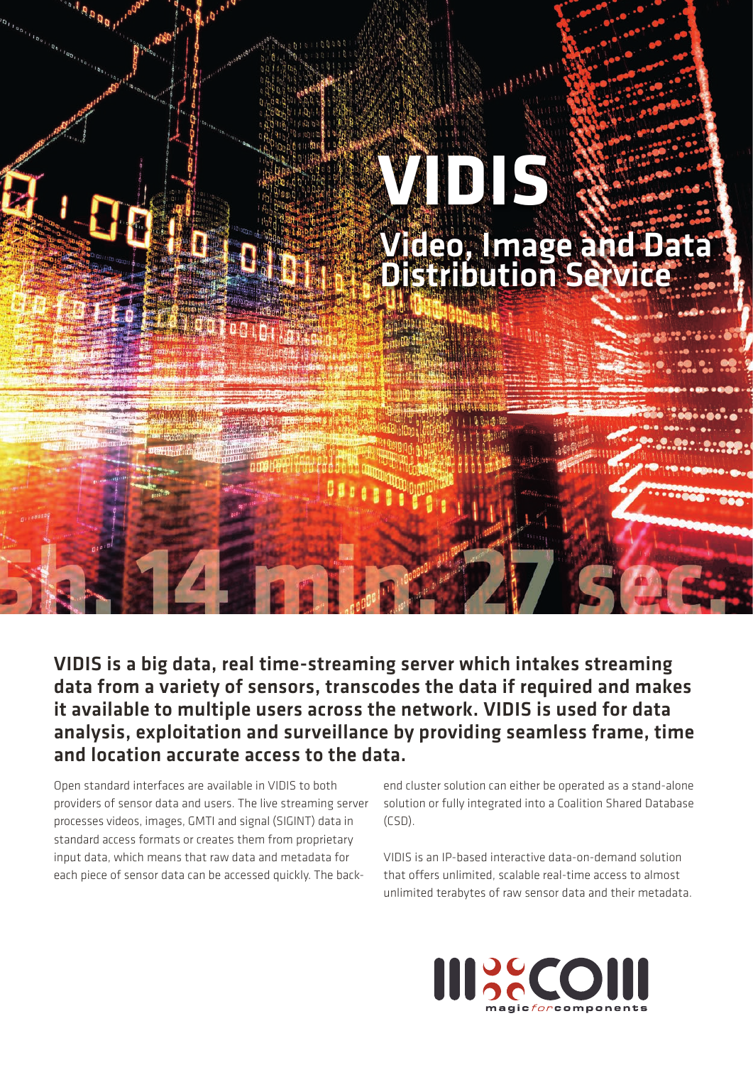# VIDIS

## Video, Image and Data Distribution Service

5h. 14 min. 27 sec.

**VIDIS is a big data, real time-streaming server which intakes streaming data from a variety of sensors, transcodes the data if required and makes it available to multiple users across the network. VIDIS is used for data analysis, exploitation and surveillance by providing seamless frame, time and location accurate access to the data.**

Open standard interfaces are available in VIDIS to both providers of sensor data and users. The live streaming server processes videos, images, GMTI and signal (SIGINT) data in standard access formats or creates them from proprietary input data, which means that raw data and metadata for each piece of sensor data can be accessed quickly. The back-end cluster solution can either be operated as a stand-alone solution or fully integrated into a Coalition Shared Database (CSD).

VIDIS is an IP-based interactive data-on-demand solution that offers unlimited, scalable real-time access to almost unlimited terabytes of raw sensor data and their metadata.

MCOM magic*for*components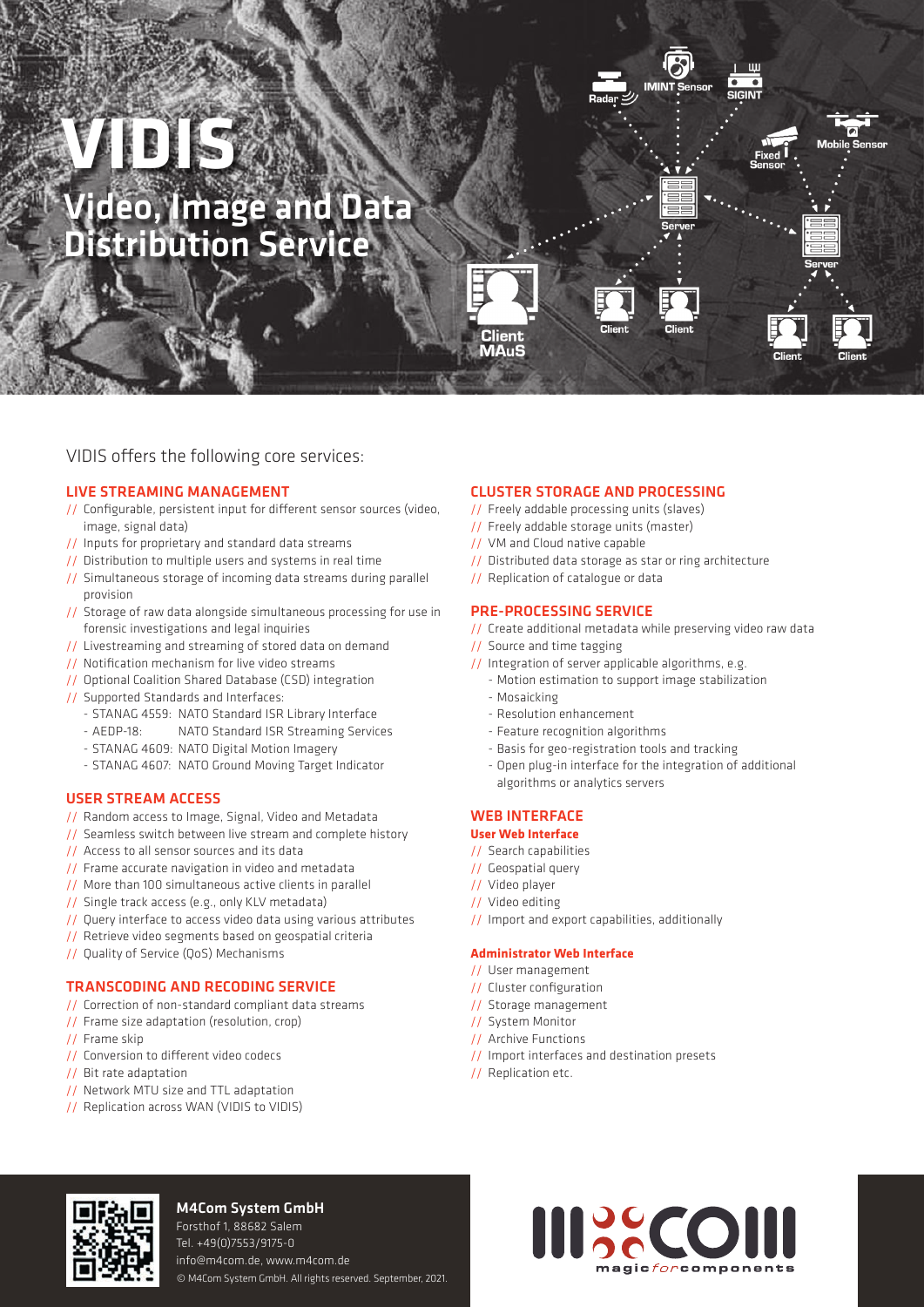# VIDIS

## Video, Image and Data Distribution Service

Radar
IMINT Sensor
SIGINT
Mobile Sensor
Fixed Sensor
Server
Server
Client MAuS
Client
Client
Client
Client

VIDIS offers the following core services:

### LIVE STREAMING MANAGEMENT

- // Configurable, persistent input for different sensor sources (video, image, signal data)
- // Inputs for proprietary and standard data streams
- // Distribution to multiple users and systems in real time
- // Simultaneous storage of incoming data streams during parallel provision
- // Storage of raw data alongside simultaneous processing for use in forensic investigations and legal inquiries
- // Livestreaming and streaming of stored data on demand
- // Notification mechanism for live video streams
- // Optional Coalition Shared Database (CSD) integration
- // Supported Standards and Interfaces:
  - STANAG 4559: NATO Standard ISR Library Interface
  - AEDP-18: NATO Standard ISR Streaming Services
  - STANAG 4609: NATO Digital Motion Imagery
  - STANAG 4607: NATO Ground Moving Target Indicator

### USER STREAM ACCESS

- // Random access to Image, Signal, Video and Metadata
- // Seamless switch between live stream and complete history
- // Access to all sensor sources and its data
- // Frame accurate navigation in video and metadata
- // More than 100 simultaneous active clients in parallel
- // Single track access (e.g., only KLV metadata)
- // Query interface to access video data using various attributes
- // Retrieve video segments based on geospatial criteria
- // Quality of Service (QoS) Mechanisms

### TRANSCODING AND RECODING SERVICE

- // Correction of non-standard compliant data streams
- // Frame size adaptation (resolution, crop)
- // Frame skip
- // Conversion to different video codecs
- // Bit rate adaptation
- // Network MTU size and TTL adaptation
- // Replication across WAN (VIDIS to VIDIS)

### CLUSTER STORAGE AND PROCESSING

- // Freely addable processing units (slaves)
- // Freely addable storage units (master)
- // VM and Cloud native capable
- // Distributed data storage as star or ring architecture
- // Replication of catalogue or data

### PRE-PROCESSING SERVICE

- // Create additional metadata while preserving video raw data
- // Source and time tagging
- // Integration of server applicable algorithms, e.g.
  - Motion estimation to support image stabilization
  - Mosaicking
  - Resolution enhancement
  - Feature recognition algorithms
  - Basis for geo-registration tools and tracking
  - Open plug-in interface for the integration of additional algorithms or analytics servers

### WEB INTERFACE

**User Web Interface**

- // Search capabilities
- // Geospatial query
- // Video player
- // Video editing
- // Import and export capabilities, additionally

**Administrator Web Interface**

- // User management
- // Cluster configuration
- // Storage management
- // System Monitor
- // Archive Functions
- // Import interfaces and destination presets
- // Replication etc.

**M4Com System GmbH**
Forsthof 1, 88682 Salem
Tel. +49(0)7553/9175-0
info@m4com.de, www.m4com.de
© M4Com System GmbH. All rights reserved. September, 2021.

magic*for*components